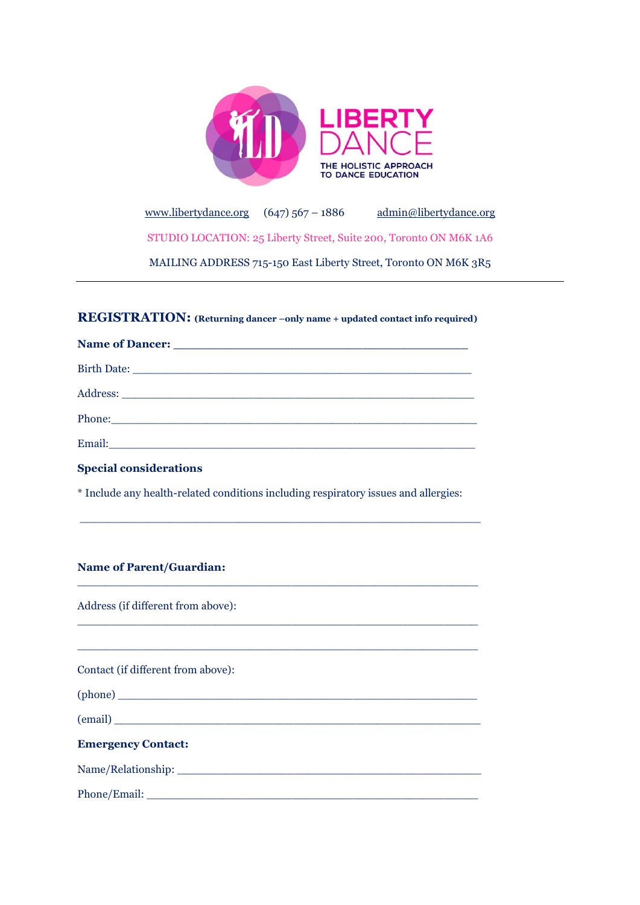LIBERTY DANCE

THE HOLISTIC APPROACH TO DANCE EDUCATION

www.libertydance.org (647) 567 – 1886 admin@libertydance.org

STUDIO LOCATION: 25 Liberty Street, Suite 200, Toronto ON M6K 1A6

MAILING ADDRESS 715-150 East Liberty Street, Toronto ON M6K 3R5

---

## REGISTRATION: (Returning dancer –only name + updated contact info required)

**Name of Dancer:** _____________________________________________

Birth Date: ____________________________________________________

Address: ______________________________________________________

Phone:________________________________________________________

Email:_________________________________________________________

**Special considerations**

* Include any health-related conditions including respiratory issues and allergies:

_____________________________________________________________

**Name of Parent/Guardian:**

_____________________________________________________________

Address (if different from above):

_____________________________________________________________

_____________________________________________________________

Contact (if different from above):

(phone) _______________________________________________________

(email) ________________________________________________________

**Emergency Contact:**

Name/Relationship: ______________________________________________

Phone/Email: ___________________________________________________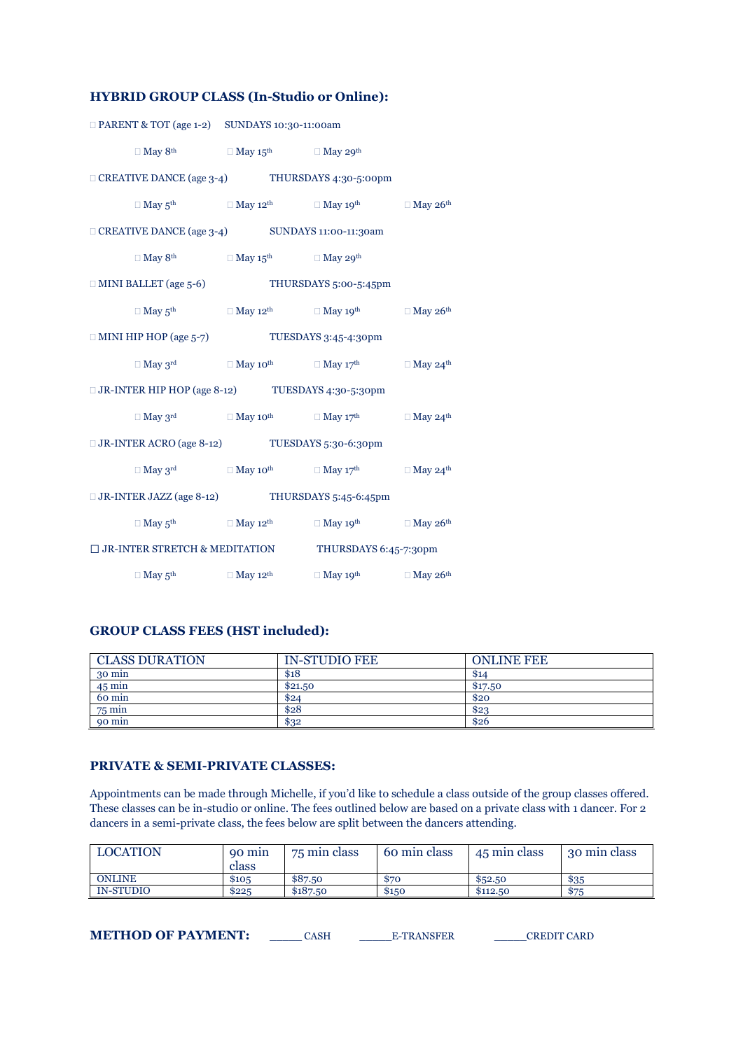## HYBRID GROUP CLASS (In-Studio or Online):

☐ PARENT & TOT (age 1-2) SUNDAYS 10:30-11:00am

☐ May 8th ☐ May 15th ☐ May 29th

☐ CREATIVE DANCE (age 3-4) THURSDAYS 4:30-5:00pm

☐ May 5th ☐ May 12th ☐ May 19th ☐ May 26th

☐ CREATIVE DANCE (age 3-4) SUNDAYS 11:00-11:30am

☐ May 8th ☐ May 15th ☐ May 29th

☐ MINI BALLET (age 5-6) THURSDAYS 5:00-5:45pm

☐ May 5th ☐ May 12th ☐ May 19th ☐ May 26th

☐ MINI HIP HOP (age 5-7) TUESDAYS 3:45-4:30pm

☐ May 3rd ☐ May 10th ☐ May 17th ☐ May 24th

☐ JR-INTER HIP HOP (age 8-12) TUESDAYS 4:30-5:30pm

☐ May 3rd ☐ May 10th ☐ May 17th ☐ May 24th

☐ JR-INTER ACRO (age 8-12) TUESDAYS 5:30-6:30pm

☐ May 3rd ☐ May 10th ☐ May 17th ☐ May 24th

☐ JR-INTER JAZZ (age 8-12) THURSDAYS 5:45-6:45pm

☐ May 5th ☐ May 12th ☐ May 19th ☐ May 26th

☐ JR-INTER STRETCH & MEDITATION THURSDAYS 6:45-7:30pm

☐ May 5th ☐ May 12th ☐ May 19th ☐ May 26th

## GROUP CLASS FEES (HST included):

| CLASS DURATION | IN-STUDIO FEE | ONLINE FEE |
|---|---|---|
| 30 min | $18 | $14 |
| 45 min | $21.50 | $17.50 |
| 60 min | $24 | $20 |
| 75 min | $28 | $23 |
| 90 min | $32 | $26 |

## PRIVATE & SEMI-PRIVATE CLASSES:

Appointments can be made through Michelle, if you'd like to schedule a class outside of the group classes offered. These classes can be in-studio or online. The fees outlined below are based on a private class with 1 dancer. For 2 dancers in a semi-private class, the fees below are split between the dancers attending.

| LOCATION | 90 min class | 75 min class | 60 min class | 45 min class | 30 min class |
|---|---|---|---|---|---|
| ONLINE | $105 | $87.50 | $70 | $52.50 | $35 |
| IN-STUDIO | $225 | $187.50 | $150 | $112.50 | $75 |

**METHOD OF PAYMENT:** _____ CASH _____E-TRANSFER _____CREDIT CARD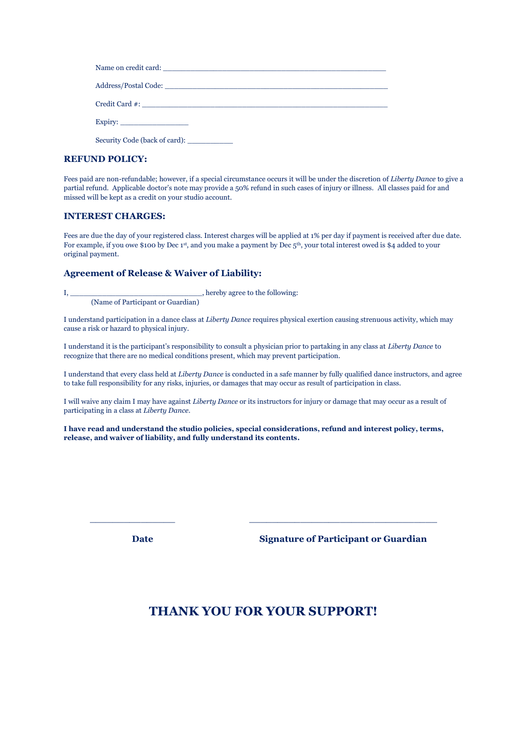Name on credit card: ___________________________________________________

Address/Postal Code: ___________________________________________________

Credit Card #: ________________________________________________________

Expiry: ________________

Security Code (back of card): ___________

## REFUND POLICY:

Fees paid are non-refundable; however, if a special circumstance occurs it will be under the discretion of *Liberty Dance* to give a partial refund. Applicable doctor's note may provide a 50% refund in such cases of injury or illness. All classes paid for and missed will be kept as a credit on your studio account.

## INTEREST CHARGES:

Fees are due the day of your registered class. Interest charges will be applied at 1% per day if payment is received after due date. For example, if you owe $100 by Dec 1st, and you make a payment by Dec 5th, your total interest owed is $4 added to your original payment.

## Agreement of Release & Waiver of Liability:

I, ______________________________, hereby agree to the following:
(Name of Participant or Guardian)

I understand participation in a dance class at *Liberty Dance* requires physical exertion causing strenuous activity, which may cause a risk or hazard to physical injury.

I understand it is the participant's responsibility to consult a physician prior to partaking in any class at *Liberty Dance* to recognize that there are no medical conditions present, which may prevent participation.

I understand that every class held at *Liberty Dance* is conducted in a safe manner by fully qualified dance instructors, and agree to take full responsibility for any risks, injuries, or damages that may occur as result of participation in class.

I will waive any claim I may have against *Liberty Dance* or its instructors for injury or damage that may occur as a result of participating in a class at *Liberty Dance*.

**I have read and understand the studio policies, special considerations, refund and interest policy, terms, release, and waiver of liability, and fully understand its contents.**

__________________ ________________________________________

**Date** **Signature of Participant or Guardian**

# THANK YOU FOR YOUR SUPPORT!